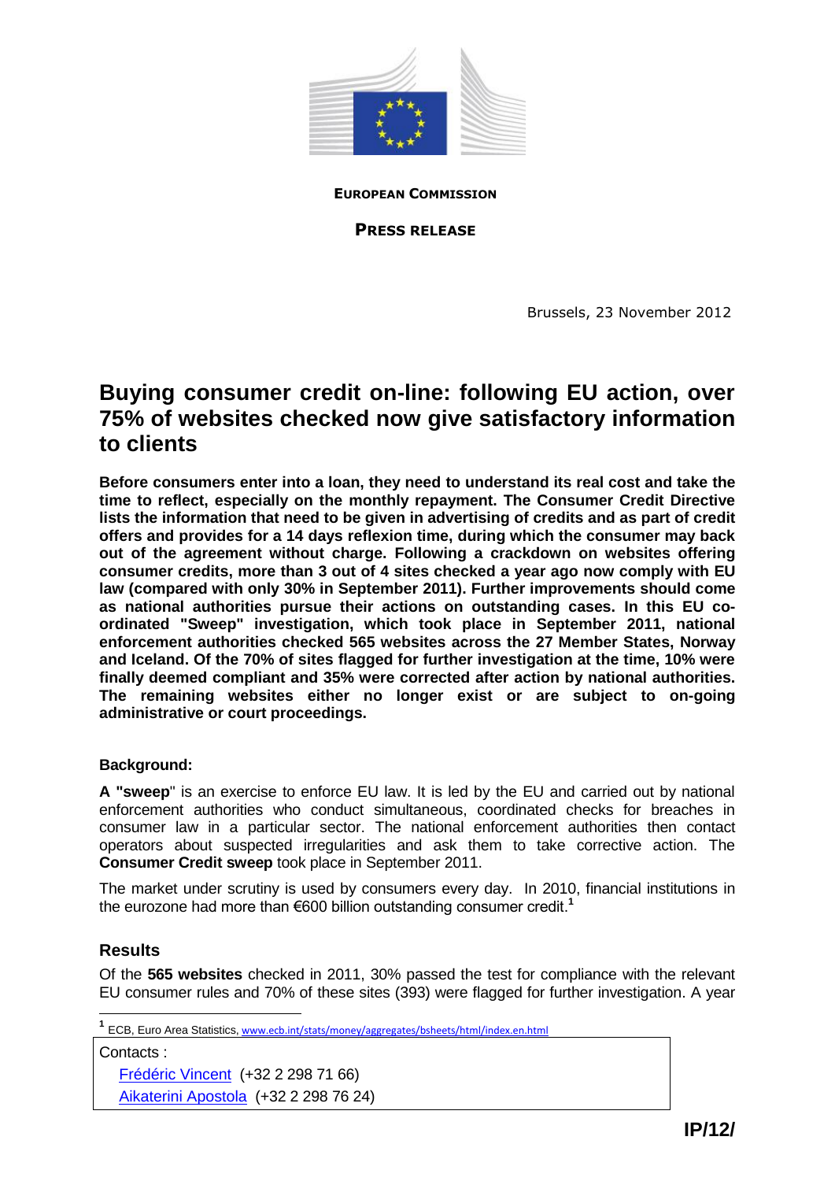**EUROPEAN COMMISSION**

**PRESS RELEASE**

Brussels, 23 November 2012

# Buying consumer credit on-line: following EU action, over 75% of websites checked now give satisfactory information to clients

**Before consumers enter into a loan, they need to understand its real cost and take the time to reflect, especially on the monthly repayment. The Consumer Credit Directive lists the information that need to be given in advertising of credits and as part of credit offers and provides for a 14 days reflexion time, during which the consumer may back out of the agreement without charge. Following a crackdown on websites offering consumer credits, more than 3 out of 4 sites checked a year ago now comply with EU law (compared with only 30% in September 2011). Further improvements should come as national authorities pursue their actions on outstanding cases. In this EU co-ordinated "Sweep" investigation, which took place in September 2011, national enforcement authorities checked 565 websites across the 27 Member States, Norway and Iceland. Of the 70% of sites flagged for further investigation at the time, 10% were finally deemed compliant and 35% were corrected after action by national authorities. The remaining websites either no longer exist or are subject to on-going administrative or court proceedings.**

**Background:**

**A "sweep**" is an exercise to enforce EU law. It is led by the EU and carried out by national enforcement authorities who conduct simultaneous, coordinated checks for breaches in consumer law in a particular sector. The national enforcement authorities then contact operators about suspected irregularities and ask them to take corrective action. The **Consumer Credit sweep** took place in September 2011.

The market under scrutiny is used by consumers every day. In 2010, financial institutions in the eurozone had more than €600 billion outstanding consumer credit.[1]

## Results

Of the **565 websites** checked in 2011, 30% passed the test for compliance with the relevant EU consumer rules and 70% of these sites (393) were flagged for further investigation. A year

[1] ECB, Euro Area Statistics, www.ecb.int/stats/money/aggregates/bsheets/html/index.en.html

Contacts :
Frédéric Vincent (+32 2 298 71 66)
Aikaterini Apostola (+32 2 298 76 24)

IP/12/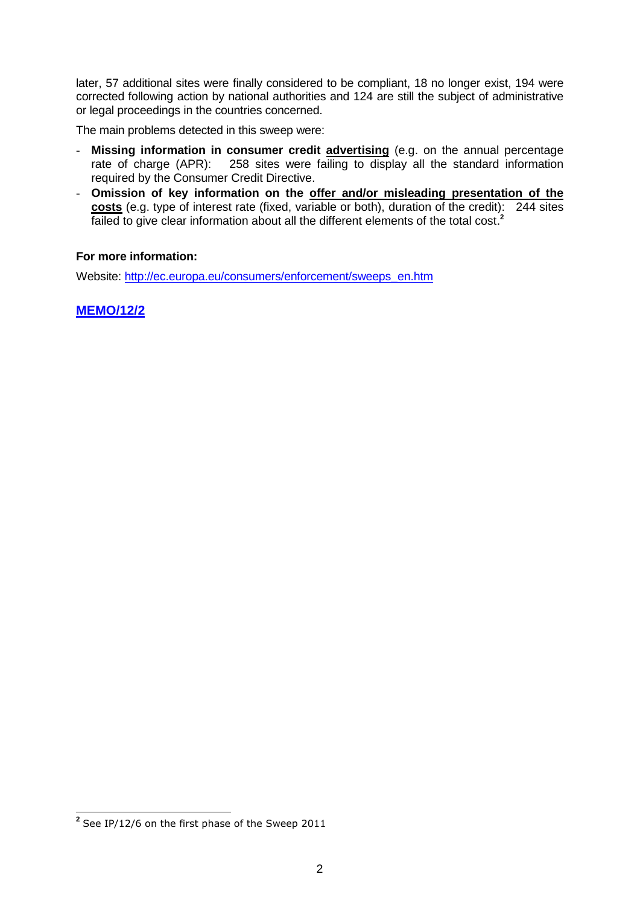later, 57 additional sites were finally considered to be compliant, 18 no longer exist, 194 were corrected following action by national authorities and 124 are still the subject of administrative or legal proceedings in the countries concerned.

The main problems detected in this sweep were:

- **Missing information in consumer credit advertising** (e.g. on the annual percentage rate of charge (APR): 258 sites were failing to display all the standard information required by the Consumer Credit Directive.
- **Omission of key information on the offer and/or misleading presentation of the costs** (e.g. type of interest rate (fixed, variable or both), duration of the credit): 244 sites failed to give clear information about all the different elements of the total cost.[2]

**For more information:**

Website: http://ec.europa.eu/consumers/enforcement/sweeps_en.htm

**MEMO/12/2**

[2] See IP/12/6 on the first phase of the Sweep 2011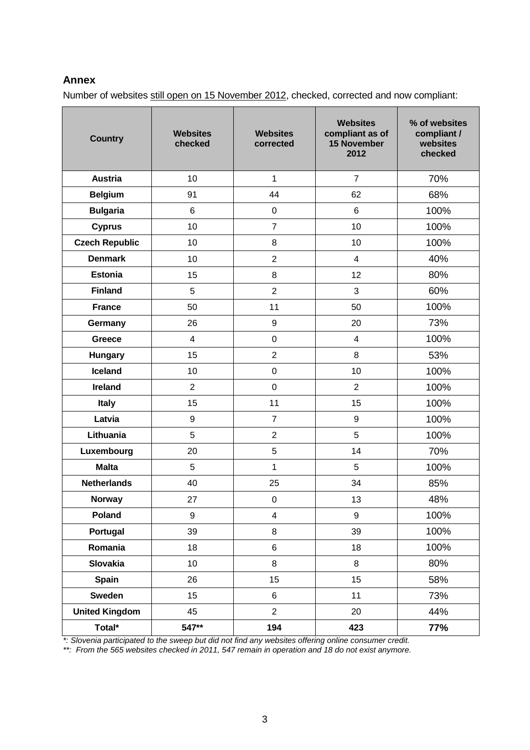## Annex

Number of websites still open on 15 November 2012, checked, corrected and now compliant:

| Country | Websites checked | Websites corrected | Websites compliant as of 15 November 2012 | % of websites compliant / websites checked |
|---|---|---|---|---|
| **Austria** | 10 | 1 | 7 | 70% |
| **Belgium** | 91 | 44 | 62 | 68% |
| **Bulgaria** | 6 | 0 | 6 | 100% |
| **Cyprus** | 10 | 7 | 10 | 100% |
| **Czech Republic** | 10 | 8 | 10 | 100% |
| **Denmark** | 10 | 2 | 4 | 40% |
| **Estonia** | 15 | 8 | 12 | 80% |
| **Finland** | 5 | 2 | 3 | 60% |
| **France** | 50 | 11 | 50 | 100% |
| **Germany** | 26 | 9 | 20 | 73% |
| **Greece** | 4 | 0 | 4 | 100% |
| **Hungary** | 15 | 2 | 8 | 53% |
| **Iceland** | 10 | 0 | 10 | 100% |
| **Ireland** | 2 | 0 | 2 | 100% |
| **Italy** | 15 | 11 | 15 | 100% |
| **Latvia** | 9 | 7 | 9 | 100% |
| **Lithuania** | 5 | 2 | 5 | 100% |
| **Luxembourg** | 20 | 5 | 14 | 70% |
| **Malta** | 5 | 1 | 5 | 100% |
| **Netherlands** | 40 | 25 | 34 | 85% |
| **Norway** | 27 | 0 | 13 | 48% |
| **Poland** | 9 | 4 | 9 | 100% |
| **Portugal** | 39 | 8 | 39 | 100% |
| **Romania** | 18 | 6 | 18 | 100% |
| **Slovakia** | 10 | 8 | 8 | 80% |
| **Spain** | 26 | 15 | 15 | 58% |
| **Sweden** | 15 | 6 | 11 | 73% |
| **United Kingdom** | 45 | 2 | 20 | 44% |
| **Total*** | **547**** | **194** | **423** | **77%** |

*\*: Slovenia participated to the sweep but did not find any websites offering online consumer credit.*

*\*\*: From the 565 websites checked in 2011, 547 remain in operation and 18 do not exist anymore.*